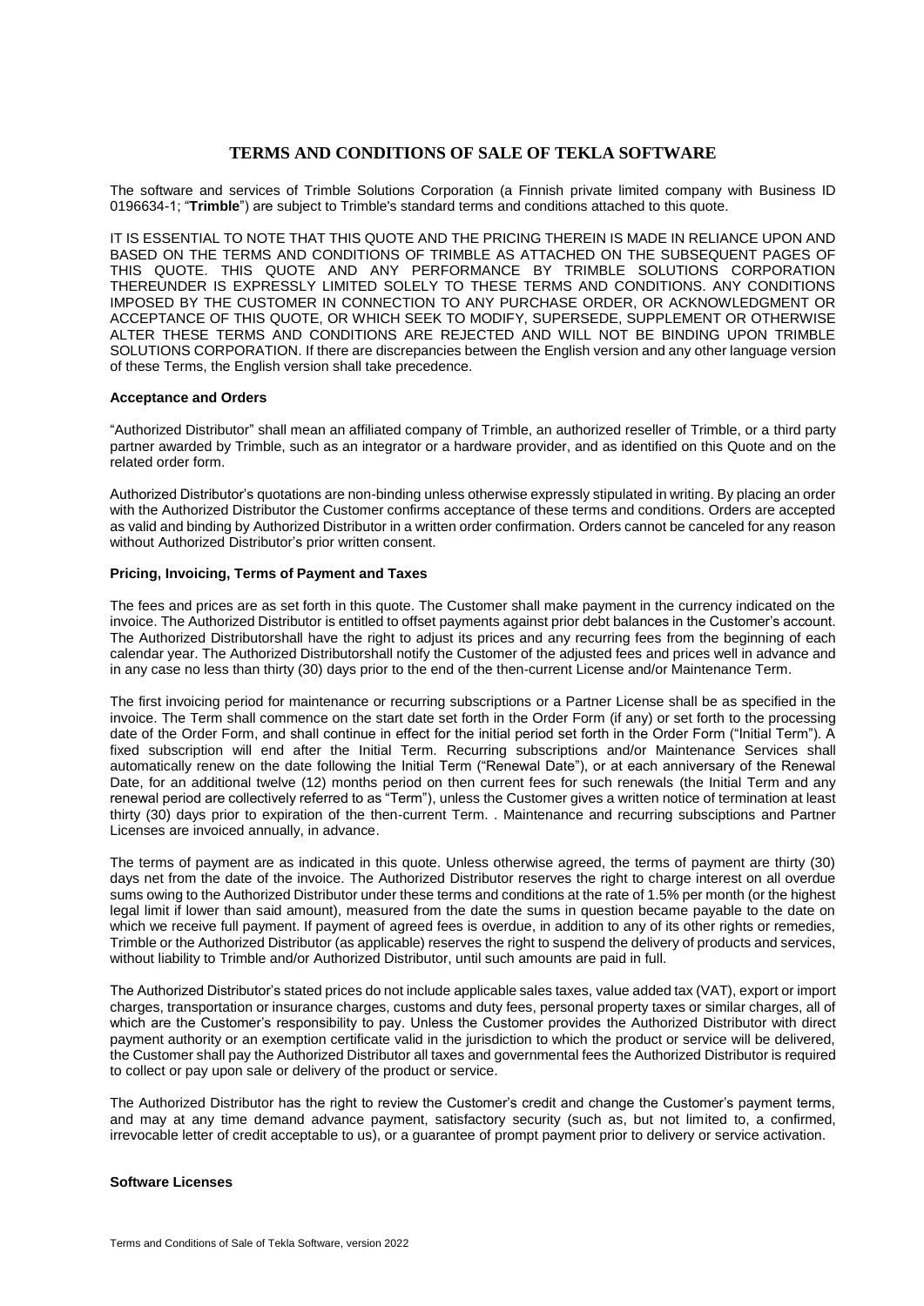# TERMS AND CONDITIONS OF SALE OF TEKLA SOFTWARE

The software and services of Trimble Solutions Corporation (a Finnish private limited company with Business ID 0196634-1; "**Trimble**") are subject to Trimble's standard terms and conditions attached to this quote.

IT IS ESSENTIAL TO NOTE THAT THIS QUOTE AND THE PRICING THEREIN IS MADE IN RELIANCE UPON AND BASED ON THE TERMS AND CONDITIONS OF TRIMBLE AS ATTACHED ON THE SUBSEQUENT PAGES OF THIS QUOTE. THIS QUOTE AND ANY PERFORMANCE BY TRIMBLE SOLUTIONS CORPORATION THEREUNDER IS EXPRESSLY LIMITED SOLELY TO THESE TERMS AND CONDITIONS. ANY CONDITIONS IMPOSED BY THE CUSTOMER IN CONNECTION TO ANY PURCHASE ORDER, OR ACKNOWLEDGMENT OR ACCEPTANCE OF THIS QUOTE, OR WHICH SEEK TO MODIFY, SUPERSEDE, SUPPLEMENT OR OTHERWISE ALTER THESE TERMS AND CONDITIONS ARE REJECTED AND WILL NOT BE BINDING UPON TRIMBLE SOLUTIONS CORPORATION. If there are discrepancies between the English version and any other language version of these Terms, the English version shall take precedence.

**Acceptance and Orders**

"Authorized Distributor" shall mean an affiliated company of Trimble, an authorized reseller of Trimble, or a third party partner awarded by Trimble, such as an integrator or a hardware provider, and as identified on this Quote and on the related order form.

Authorized Distributor's quotations are non-binding unless otherwise expressly stipulated in writing. By placing an order with the Authorized Distributor the Customer confirms acceptance of these terms and conditions. Orders are accepted as valid and binding by Authorized Distributor in a written order confirmation. Orders cannot be canceled for any reason without Authorized Distributor's prior written consent.

**Pricing, Invoicing, Terms of Payment and Taxes**

The fees and prices are as set forth in this quote. The Customer shall make payment in the currency indicated on the invoice. The Authorized Distributor is entitled to offset payments against prior debt balances in the Customer's account. The Authorized Distributorshall have the right to adjust its prices and any recurring fees from the beginning of each calendar year. The Authorized Distributorshall notify the Customer of the adjusted fees and prices well in advance and in any case no less than thirty (30) days prior to the end of the then-current License and/or Maintenance Term.

The first invoicing period for maintenance or recurring subscriptions or a Partner License shall be as specified in the invoice. The Term shall commence on the start date set forth in the Order Form (if any) or set forth to the processing date of the Order Form, and shall continue in effect for the initial period set forth in the Order Form ("Initial Term"). A fixed subscription will end after the Initial Term. Recurring subscriptions and/or Maintenance Services shall automatically renew on the date following the Initial Term ("Renewal Date"), or at each anniversary of the Renewal Date, for an additional twelve (12) months period on then current fees for such renewals (the Initial Term and any renewal period are collectively referred to as "Term"), unless the Customer gives a written notice of termination at least thirty (30) days prior to expiration of the then-current Term. . Maintenance and recurring subsciptions and Partner Licenses are invoiced annually, in advance.

The terms of payment are as indicated in this quote. Unless otherwise agreed, the terms of payment are thirty (30) days net from the date of the invoice. The Authorized Distributor reserves the right to charge interest on all overdue sums owing to the Authorized Distributor under these terms and conditions at the rate of 1.5% per month (or the highest legal limit if lower than said amount), measured from the date the sums in question became payable to the date on which we receive full payment. If payment of agreed fees is overdue, in addition to any of its other rights or remedies, Trimble or the Authorized Distributor (as applicable) reserves the right to suspend the delivery of products and services, without liability to Trimble and/or Authorized Distributor, until such amounts are paid in full.

The Authorized Distributor's stated prices do not include applicable sales taxes, value added tax (VAT), export or import charges, transportation or insurance charges, customs and duty fees, personal property taxes or similar charges, all of which are the Customer's responsibility to pay. Unless the Customer provides the Authorized Distributor with direct payment authority or an exemption certificate valid in the jurisdiction to which the product or service will be delivered, the Customer shall pay the Authorized Distributor all taxes and governmental fees the Authorized Distributor is required to collect or pay upon sale or delivery of the product or service.

The Authorized Distributor has the right to review the Customer's credit and change the Customer's payment terms, and may at any time demand advance payment, satisfactory security (such as, but not limited to, a confirmed, irrevocable letter of credit acceptable to us), or a guarantee of prompt payment prior to delivery or service activation.

**Software Licenses**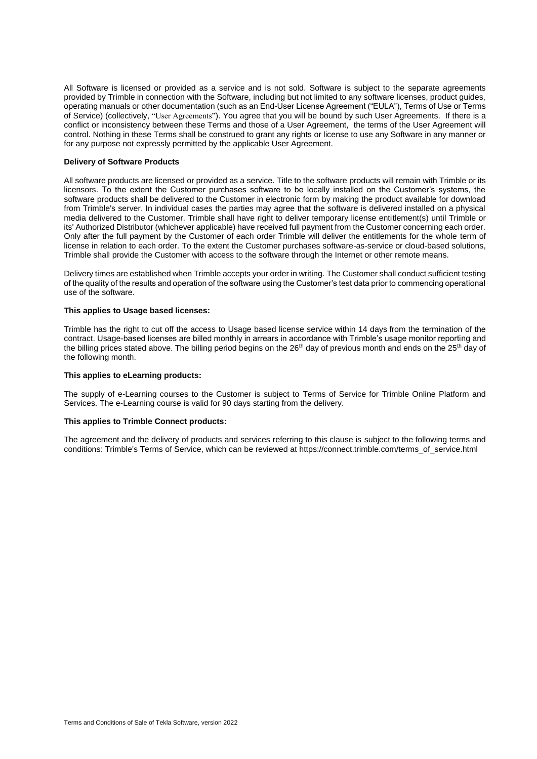All Software is licensed or provided as a service and is not sold. Software is subject to the separate agreements provided by Trimble in connection with the Software, including but not limited to any software licenses, product guides, operating manuals or other documentation (such as an End-User License Agreement ("EULA"), Terms of Use or Terms of Service) (collectively, "User Agreements"). You agree that you will be bound by such User Agreements. If there is a conflict or inconsistency between these Terms and those of a User Agreement, the terms of the User Agreement will control. Nothing in these Terms shall be construed to grant any rights or license to use any Software in any manner or for any purpose not expressly permitted by the applicable User Agreement.

**Delivery of Software Products**

All software products are licensed or provided as a service. Title to the software products will remain with Trimble or its licensors. To the extent the Customer purchases software to be locally installed on the Customer's systems, the software products shall be delivered to the Customer in electronic form by making the product available for download from Trimble's server. In individual cases the parties may agree that the software is delivered installed on a physical media delivered to the Customer. Trimble shall have right to deliver temporary license entitlement(s) until Trimble or its' Authorized Distributor (whichever applicable) have received full payment from the Customer concerning each order. Only after the full payment by the Customer of each order Trimble will deliver the entitlements for the whole term of license in relation to each order. To the extent the Customer purchases software-as-service or cloud-based solutions, Trimble shall provide the Customer with access to the software through the Internet or other remote means.

Delivery times are established when Trimble accepts your order in writing. The Customer shall conduct sufficient testing of the quality of the results and operation of the software using the Customer's test data prior to commencing operational use of the software.

**This applies to Usage based licenses:**

Trimble has the right to cut off the access to Usage based license service within 14 days from the termination of the contract. Usage-based licenses are billed monthly in arrears in accordance with Trimble's usage monitor reporting and the billing prices stated above. The billing period begins on the 26th day of previous month and ends on the 25th day of the following month.

**This applies to eLearning products:**

The supply of e-Learning courses to the Customer is subject to Terms of Service for Trimble Online Platform and Services. The e-Learning course is valid for 90 days starting from the delivery.

**This applies to Trimble Connect products:**

The agreement and the delivery of products and services referring to this clause is subject to the following terms and conditions: Trimble's Terms of Service, which can be reviewed at https://connect.trimble.com/terms_of_service.html